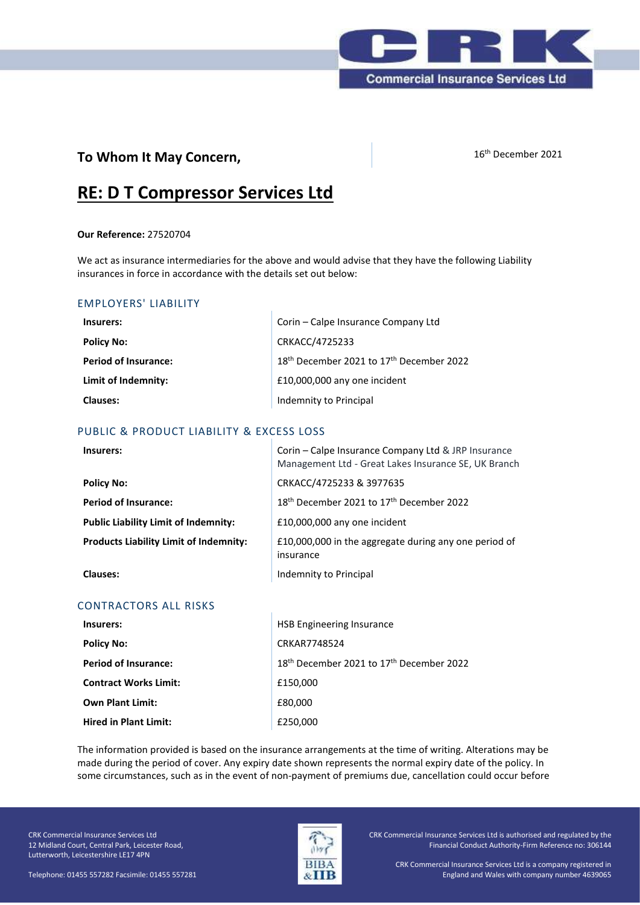**To Whom It May Concern,**

16th December 2021

# RE: D T Compressor Services Ltd

**Our Reference:** 27520704

We act as insurance intermediaries for the above and would advise that they have the following Liability insurances in force in accordance with the details set out below:

## EMPLOYERS' LIABILITY

| | |
|---|---|
| **Insurers:** | Corin – Calpe Insurance Company Ltd |
| **Policy No:** | CRKACC/4725233 |
| **Period of Insurance:** | 18th December 2021 to 17th December 2022 |
| **Limit of Indemnity:** | £10,000,000 any one incident |
| **Clauses:** | Indemnity to Principal |

## PUBLIC & PRODUCT LIABILITY & EXCESS LOSS

| | |
|---|---|
| **Insurers:** | Corin – Calpe Insurance Company Ltd & JRP Insurance Management Ltd - Great Lakes Insurance SE, UK Branch |
| **Policy No:** | CRKACC/4725233 & 3977635 |
| **Period of Insurance:** | 18th December 2021 to 17th December 2022 |
| **Public Liability Limit of Indemnity:** | £10,000,000 any one incident |
| **Products Liability Limit of Indemnity:** | £10,000,000 in the aggregate during any one period of insurance |
| **Clauses:** | Indemnity to Principal |

## CONTRACTORS ALL RISKS

| | |
|---|---|
| **Insurers:** | HSB Engineering Insurance |
| **Policy No:** | CRKAR7748524 |
| **Period of Insurance:** | 18th December 2021 to 17th December 2022 |
| **Contract Works Limit:** | £150,000 |
| **Own Plant Limit:** | £80,000 |
| **Hired in Plant Limit:** | £250,000 |

The information provided is based on the insurance arrangements at the time of writing. Alterations may be made during the period of cover. Any expiry date shown represents the normal expiry date of the policy. In some circumstances, such as in the event of non-payment of premiums due, cancellation could occur before

CRK Commercial Insurance Services Ltd
12 Midland Court, Central Park, Leicester Road,
Lutterworth, Leicestershire LE17 4PN

Telephone: 01455 557282 Facsimile: 01455 557281

CRK Commercial Insurance Services Ltd is authorised and regulated by the Financial Conduct Authority-Firm Reference no: 306144

CRK Commercial Insurance Services Ltd is a company registered in England and Wales with company number 4639065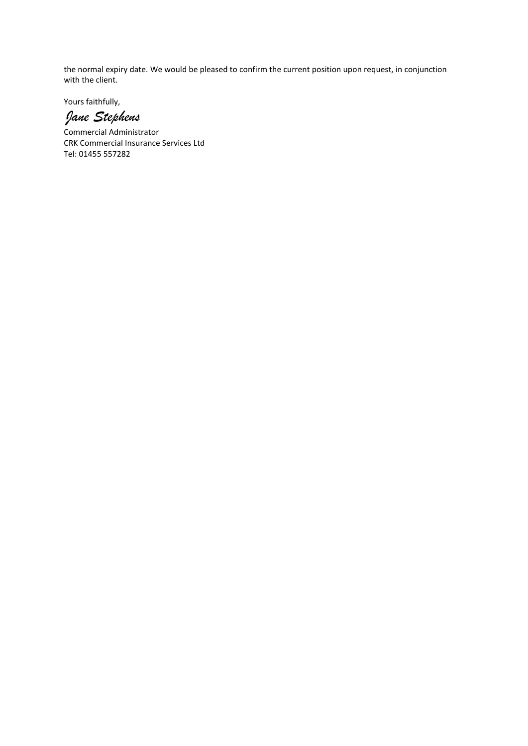the normal expiry date. We would be pleased to confirm the current position upon request, in conjunction with the client.

Yours faithfully,

*Jane Stephens*

Commercial Administrator
CRK Commercial Insurance Services Ltd
Tel: 01455 557282